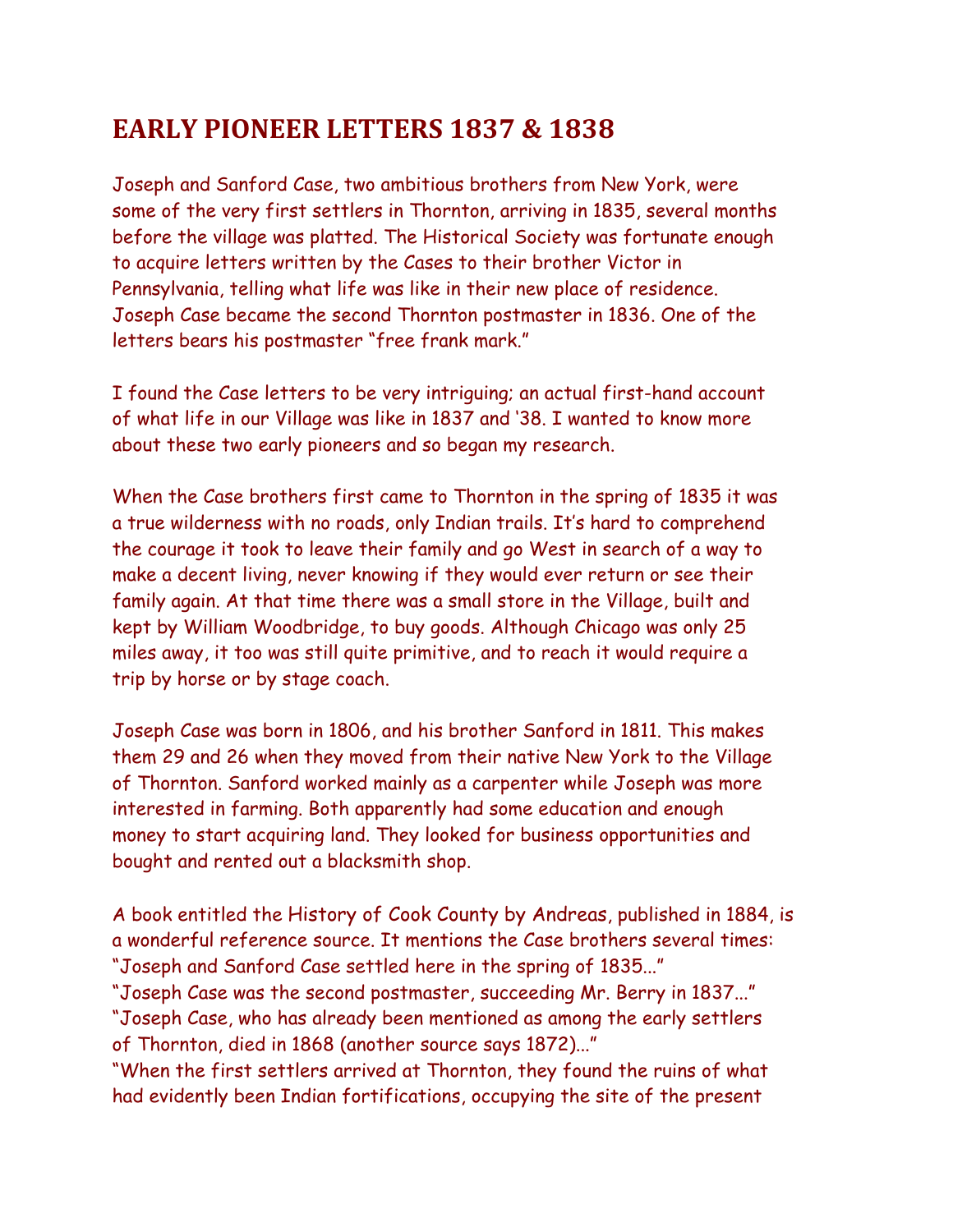# EARLY PIONEER LETTERS 1837 & 1838

Joseph and Sanford Case, two ambitious brothers from New York, were some of the very first settlers in Thornton, arriving in 1835, several months before the village was platted. The Historical Society was fortunate enough to acquire letters written by the Cases to their brother Victor in Pennsylvania, telling what life was like in their new place of residence. Joseph Case became the second Thornton postmaster in 1836. One of the letters bears his postmaster "free frank mark."

I found the Case letters to be very intriguing; an actual first-hand account of what life in our Village was like in 1837 and '38. I wanted to know more about these two early pioneers and so began my research.

When the Case brothers first came to Thornton in the spring of 1835 it was a true wilderness with no roads, only Indian trails. It's hard to comprehend the courage it took to leave their family and go West in search of a way to make a decent living, never knowing if they would ever return or see their family again. At that time there was a small store in the Village, built and kept by William Woodbridge, to buy goods. Although Chicago was only 25 miles away, it too was still quite primitive, and to reach it would require a trip by horse or by stage coach.

Joseph Case was born in 1806, and his brother Sanford in 1811. This makes them 29 and 26 when they moved from their native New York to the Village of Thornton. Sanford worked mainly as a carpenter while Joseph was more interested in farming. Both apparently had some education and enough money to start acquiring land. They looked for business opportunities and bought and rented out a blacksmith shop.

A book entitled the History of Cook County by Andreas, published in 1884, is a wonderful reference source. It mentions the Case brothers several times:
"Joseph and Sanford Case settled here in the spring of 1835..."
"Joseph Case was the second postmaster, succeeding Mr. Berry in 1837..."
"Joseph Case, who has already been mentioned as among the early settlers of Thornton, died in 1868 (another source says 1872)..."
"When the first settlers arrived at Thornton, they found the ruins of what had evidently been Indian fortifications, occupying the site of the present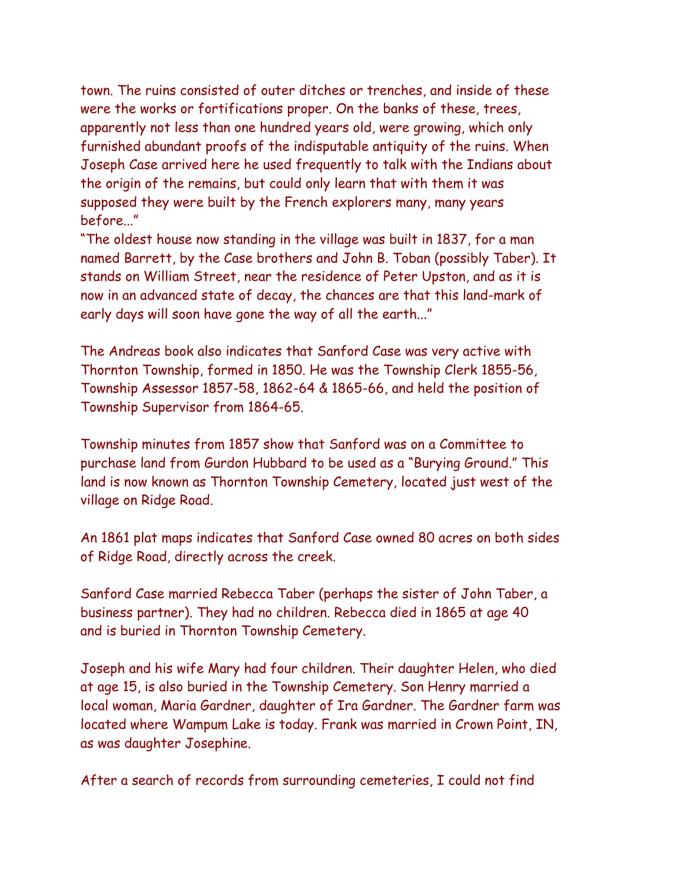town. The ruins consisted of outer ditches or trenches, and inside of these were the works or fortifications proper. On the banks of these, trees, apparently not less than one hundred years old, were growing, which only furnished abundant proofs of the indisputable antiquity of the ruins. When Joseph Case arrived here he used frequently to talk with the Indians about the origin of the remains, but could only learn that with them it was supposed they were built by the French explorers many, many years before..."

"The oldest house now standing in the village was built in 1837, for a man named Barrett, by the Case brothers and John B. Toban (possibly Taber). It stands on William Street, near the residence of Peter Upston, and as it is now in an advanced state of decay, the chances are that this land-mark of early days will soon have gone the way of all the earth..."

The Andreas book also indicates that Sanford Case was very active with Thornton Township, formed in 1850. He was the Township Clerk 1855-56, Township Assessor 1857-58, 1862-64 & 1865-66, and held the position of Township Supervisor from 1864-65.

Township minutes from 1857 show that Sanford was on a Committee to purchase land from Gurdon Hubbard to be used as a "Burying Ground." This land is now known as Thornton Township Cemetery, located just west of the village on Ridge Road.

An 1861 plat maps indicates that Sanford Case owned 80 acres on both sides of Ridge Road, directly across the creek.

Sanford Case married Rebecca Taber (perhaps the sister of John Taber, a business partner). They had no children. Rebecca died in 1865 at age 40 and is buried in Thornton Township Cemetery.

Joseph and his wife Mary had four children. Their daughter Helen, who died at age 15, is also buried in the Township Cemetery. Son Henry married a local woman, Maria Gardner, daughter of Ira Gardner. The Gardner farm was located where Wampum Lake is today. Frank was married in Crown Point, IN, as was daughter Josephine.

After a search of records from surrounding cemeteries, I could not find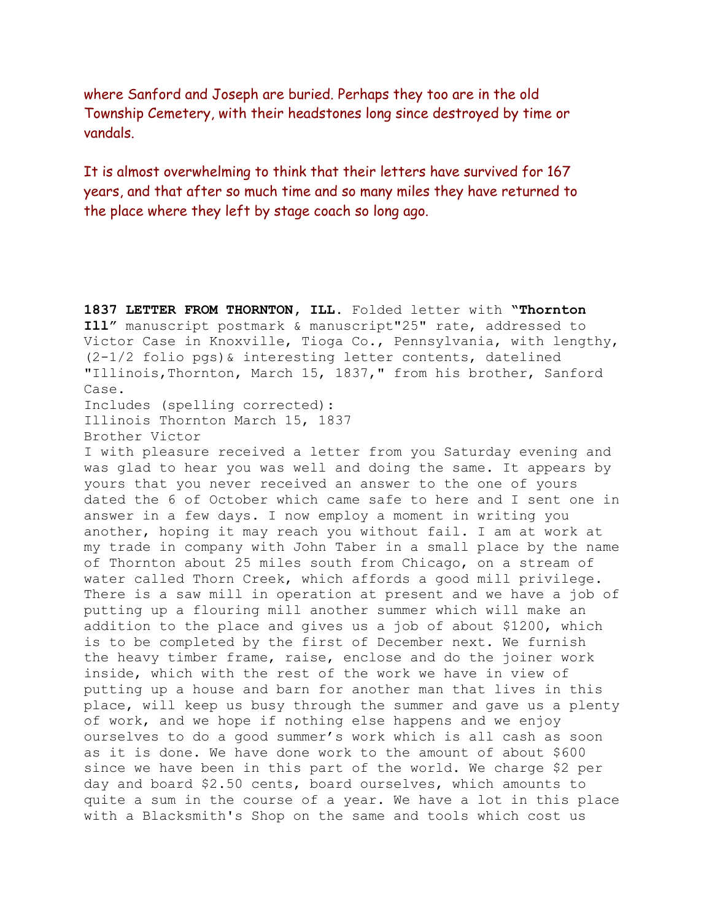where Sanford and Joseph are buried. Perhaps they too are in the old Township Cemetery, with their headstones long since destroyed by time or vandals.

It is almost overwhelming to think that their letters have survived for 167 years, and that after so much time and so many miles they have returned to the place where they left by stage coach so long ago.

**1837 LETTER FROM THORNTON, ILL.** Folded letter with "**Thornton Ill**" manuscript postmark & manuscript"25" rate, addressed to Victor Case in Knoxville, Tioga Co., Pennsylvania, with lengthy, (2-1/2 folio pgs)& interesting letter contents, datelined "Illinois,Thornton, March 15, 1837," from his brother, Sanford Case.

Includes (spelling corrected):

Illinois Thornton March 15, 1837

Brother Victor

I with pleasure received a letter from you Saturday evening and was glad to hear you was well and doing the same. It appears by yours that you never received an answer to the one of yours dated the 6 of October which came safe to here and I sent one in answer in a few days. I now employ a moment in writing you another, hoping it may reach you without fail. I am at work at my trade in company with John Taber in a small place by the name of Thornton about 25 miles south from Chicago, on a stream of water called Thorn Creek, which affords a good mill privilege. There is a saw mill in operation at present and we have a job of putting up a flouring mill another summer which will make an addition to the place and gives us a job of about $1200, which is to be completed by the first of December next. We furnish the heavy timber frame, raise, enclose and do the joiner work inside, which with the rest of the work we have in view of putting up a house and barn for another man that lives in this place, will keep us busy through the summer and gave us a plenty of work, and we hope if nothing else happens and we enjoy ourselves to do a good summer's work which is all cash as soon as it is done. We have done work to the amount of about $600 since we have been in this part of the world. We charge $2 per day and board $2.50 cents, board ourselves, which amounts to quite a sum in the course of a year. We have a lot in this place with a Blacksmith's Shop on the same and tools which cost us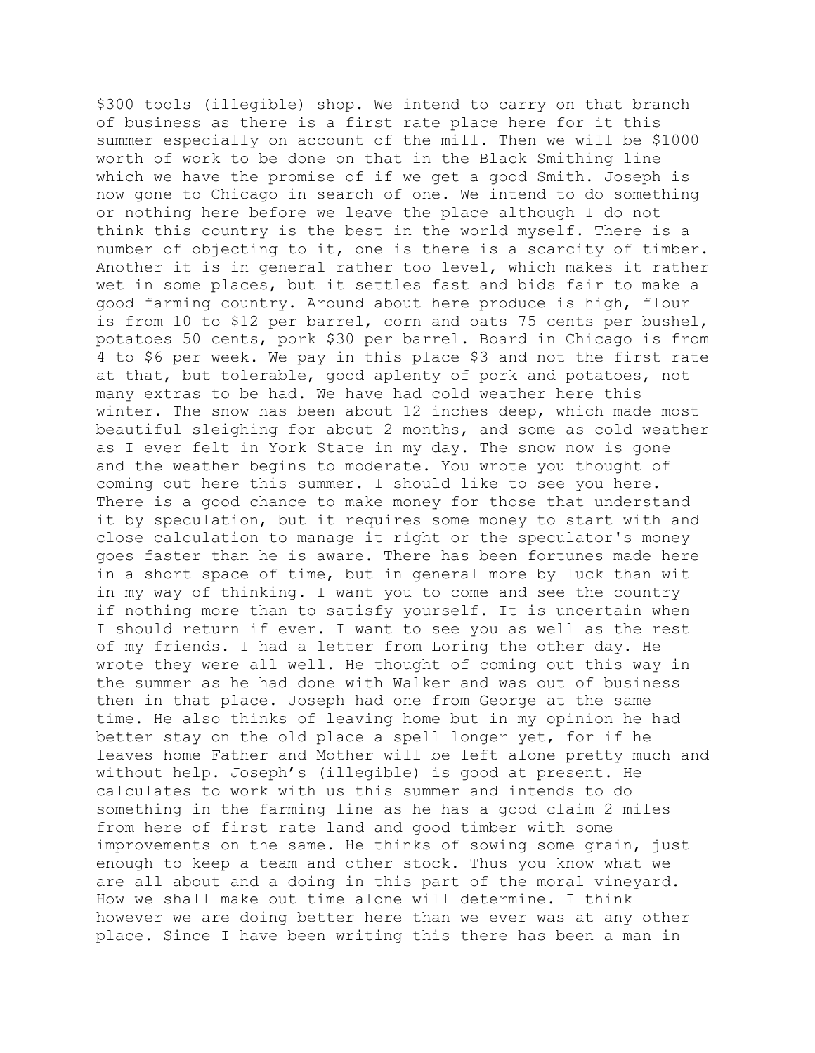$300 tools (illegible) shop. We intend to carry on that branch of business as there is a first rate place here for it this summer especially on account of the mill. Then we will be $1000 worth of work to be done on that in the Black Smithing line which we have the promise of if we get a good Smith. Joseph is now gone to Chicago in search of one. We intend to do something or nothing here before we leave the place although I do not think this country is the best in the world myself. There is a number of objecting to it, one is there is a scarcity of timber. Another it is in general rather too level, which makes it rather wet in some places, but it settles fast and bids fair to make a good farming country. Around about here produce is high, flour is from 10 to $12 per barrel, corn and oats 75 cents per bushel, potatoes 50 cents, pork $30 per barrel. Board in Chicago is from 4 to $6 per week. We pay in this place $3 and not the first rate at that, but tolerable, good aplenty of pork and potatoes, not many extras to be had. We have had cold weather here this winter. The snow has been about 12 inches deep, which made most beautiful sleighing for about 2 months, and some as cold weather as I ever felt in York State in my day. The snow now is gone and the weather begins to moderate. You wrote you thought of coming out here this summer. I should like to see you here. There is a good chance to make money for those that understand it by speculation, but it requires some money to start with and close calculation to manage it right or the speculator's money goes faster than he is aware. There has been fortunes made here in a short space of time, but in general more by luck than wit in my way of thinking. I want you to come and see the country if nothing more than to satisfy yourself. It is uncertain when I should return if ever. I want to see you as well as the rest of my friends. I had a letter from Loring the other day. He wrote they were all well. He thought of coming out this way in the summer as he had done with Walker and was out of business then in that place. Joseph had one from George at the same time. He also thinks of leaving home but in my opinion he had better stay on the old place a spell longer yet, for if he leaves home Father and Mother will be left alone pretty much and without help. Joseph's (illegible) is good at present. He calculates to work with us this summer and intends to do something in the farming line as he has a good claim 2 miles from here of first rate land and good timber with some improvements on the same. He thinks of sowing some grain, just enough to keep a team and other stock. Thus you know what we are all about and a doing in this part of the moral vineyard. How we shall make out time alone will determine. I think however we are doing better here than we ever was at any other place. Since I have been writing this there has been a man in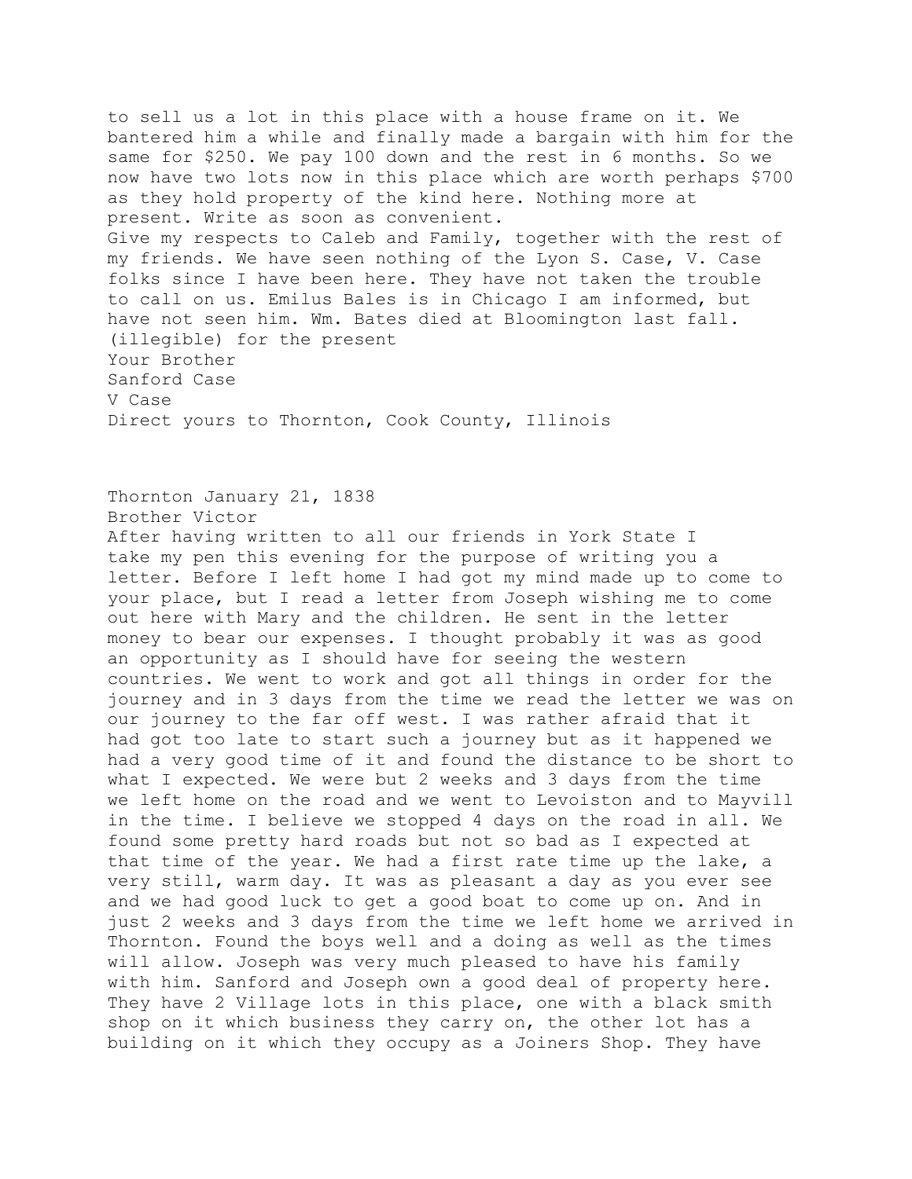to sell us a lot in this place with a house frame on it. We bantered him a while and finally made a bargain with him for the same for $250. We pay 100 down and the rest in 6 months. So we now have two lots now in this place which are worth perhaps $700 as they hold property of the kind here. Nothing more at present. Write as soon as convenient.
Give my respects to Caleb and Family, together with the rest of my friends. We have seen nothing of the Lyon S. Case, V. Case folks since I have been here. They have not taken the trouble to call on us. Emilus Bales is in Chicago I am informed, but have not seen him. Wm. Bates died at Bloomington last fall.
(illegible) for the present
Your Brother
Sanford Case
V Case
Direct yours to Thornton, Cook County, Illinois

Thornton January 21, 1838
Brother Victor
After having written to all our friends in York State I take my pen this evening for the purpose of writing you a letter. Before I left home I had got my mind made up to come to your place, but I read a letter from Joseph wishing me to come out here with Mary and the children. He sent in the letter money to bear our expenses. I thought probably it was as good an opportunity as I should have for seeing the western countries. We went to work and got all things in order for the journey and in 3 days from the time we read the letter we was on our journey to the far off west. I was rather afraid that it had got too late to start such a journey but as it happened we had a very good time of it and found the distance to be short to what I expected. We were but 2 weeks and 3 days from the time we left home on the road and we went to Levoiston and to Mayvill in the time. I believe we stopped 4 days on the road in all. We found some pretty hard roads but not so bad as I expected at that time of the year. We had a first rate time up the lake, a very still, warm day. It was as pleasant a day as you ever see and we had good luck to get a good boat to come up on. And in just 2 weeks and 3 days from the time we left home we arrived in Thornton. Found the boys well and a doing as well as the times will allow. Joseph was very much pleased to have his family with him. Sanford and Joseph own a good deal of property here. They have 2 Village lots in this place, one with a black smith shop on it which business they carry on, the other lot has a building on it which they occupy as a Joiners Shop. They have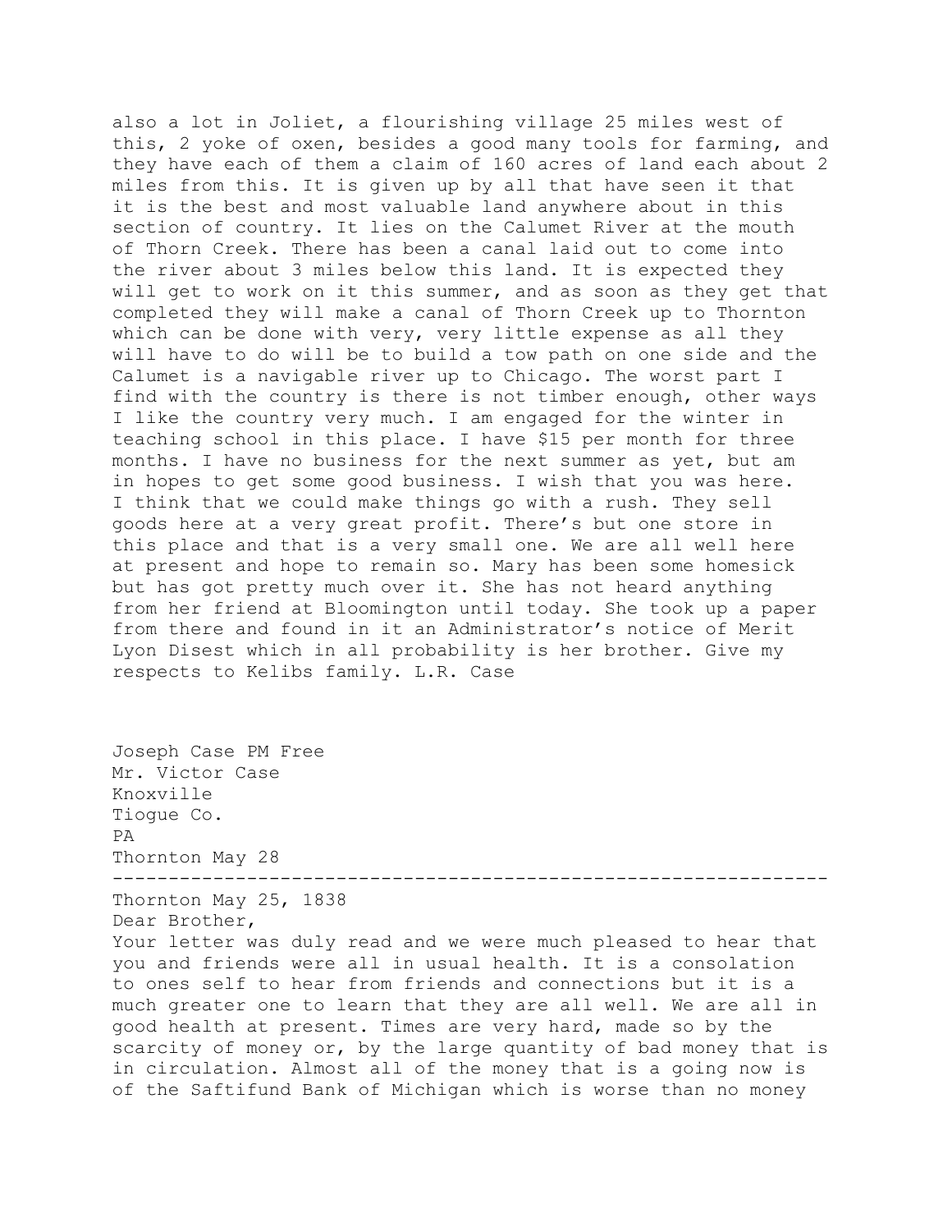also a lot in Joliet, a flourishing village 25 miles west of this, 2 yoke of oxen, besides a good many tools for farming, and they have each of them a claim of 160 acres of land each about 2 miles from this. It is given up by all that have seen it that it is the best and most valuable land anywhere about in this section of country. It lies on the Calumet River at the mouth of Thorn Creek. There has been a canal laid out to come into the river about 3 miles below this land. It is expected they will get to work on it this summer, and as soon as they get that completed they will make a canal of Thorn Creek up to Thornton which can be done with very, very little expense as all they will have to do will be to build a tow path on one side and the Calumet is a navigable river up to Chicago. The worst part I find with the country is there is not timber enough, other ways I like the country very much. I am engaged for the winter in teaching school in this place. I have $15 per month for three months. I have no business for the next summer as yet, but am in hopes to get some good business. I wish that you was here. I think that we could make things go with a rush. They sell goods here at a very great profit. There's but one store in this place and that is a very small one. We are all well here at present and hope to remain so. Mary has been some homesick but has got pretty much over it. She has not heard anything from her friend at Bloomington until today. She took up a paper from there and found in it an Administrator's notice of Merit Lyon Disest which in all probability is her brother. Give my respects to Kelibs family. L.R. Case

Joseph Case PM Free
Mr. Victor Case
Knoxville
Tiogue Co.
PA
Thornton May 28

---

Thornton May 25, 1838
Dear Brother,
Your letter was duly read and we were much pleased to hear that you and friends were all in usual health. It is a consolation to ones self to hear from friends and connections but it is a much greater one to learn that they are all well. We are all in good health at present. Times are very hard, made so by the scarcity of money or, by the large quantity of bad money that is in circulation. Almost all of the money that is a going now is of the Saftifund Bank of Michigan which is worse than no money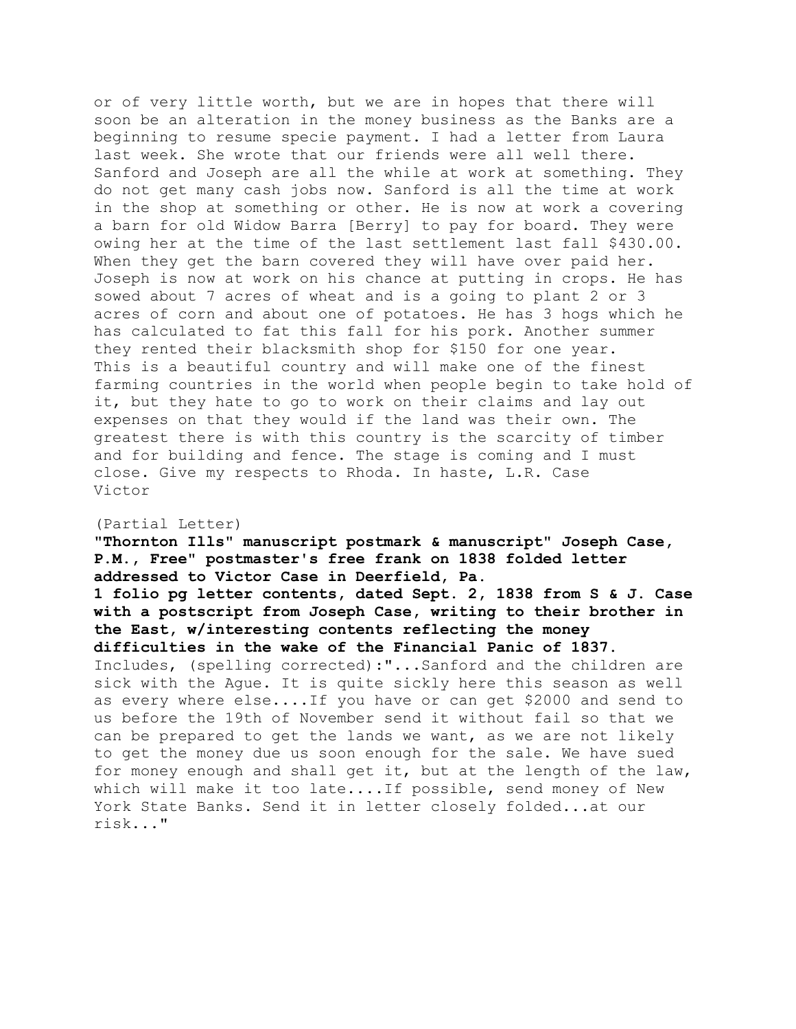or of very little worth, but we are in hopes that there will soon be an alteration in the money business as the Banks are a beginning to resume specie payment. I had a letter from Laura last week. She wrote that our friends were all well there. Sanford and Joseph are all the while at work at something. They do not get many cash jobs now. Sanford is all the time at work in the shop at something or other. He is now at work a covering a barn for old Widow Barra [Berry] to pay for board. They were owing her at the time of the last settlement last fall $430.00. When they get the barn covered they will have over paid her. Joseph is now at work on his chance at putting in crops. He has sowed about 7 acres of wheat and is a going to plant 2 or 3 acres of corn and about one of potatoes. He has 3 hogs which he has calculated to fat this fall for his pork. Another summer they rented their blacksmith shop for $150 for one year. This is a beautiful country and will make one of the finest farming countries in the world when people begin to take hold of it, but they hate to go to work on their claims and lay out expenses on that they would if the land was their own. The greatest there is with this country is the scarcity of timber and for building and fence. The stage is coming and I must close. Give my respects to Rhoda. In haste, L.R. Case
Victor

(Partial Letter)

**"Thornton Ills" manuscript postmark & manuscript" Joseph Case, P.M., Free" postmaster's free frank on 1838 folded letter addressed to Victor Case in Deerfield, Pa.**

**1 folio pg letter contents, dated Sept. 2, 1838 from S & J. Case with a postscript from Joseph Case, writing to their brother in the East, w/interesting contents reflecting the money difficulties in the wake of the Financial Panic of 1837.**

Includes, (spelling corrected):"...Sanford and the children are sick with the Ague. It is quite sickly here this season as well as every where else....If you have or can get $2000 and send to us before the 19th of November send it without fail so that we can be prepared to get the lands we want, as we are not likely to get the money due us soon enough for the sale. We have sued for money enough and shall get it, but at the length of the law, which will make it too late....If possible, send money of New York State Banks. Send it in letter closely folded...at our risk..."